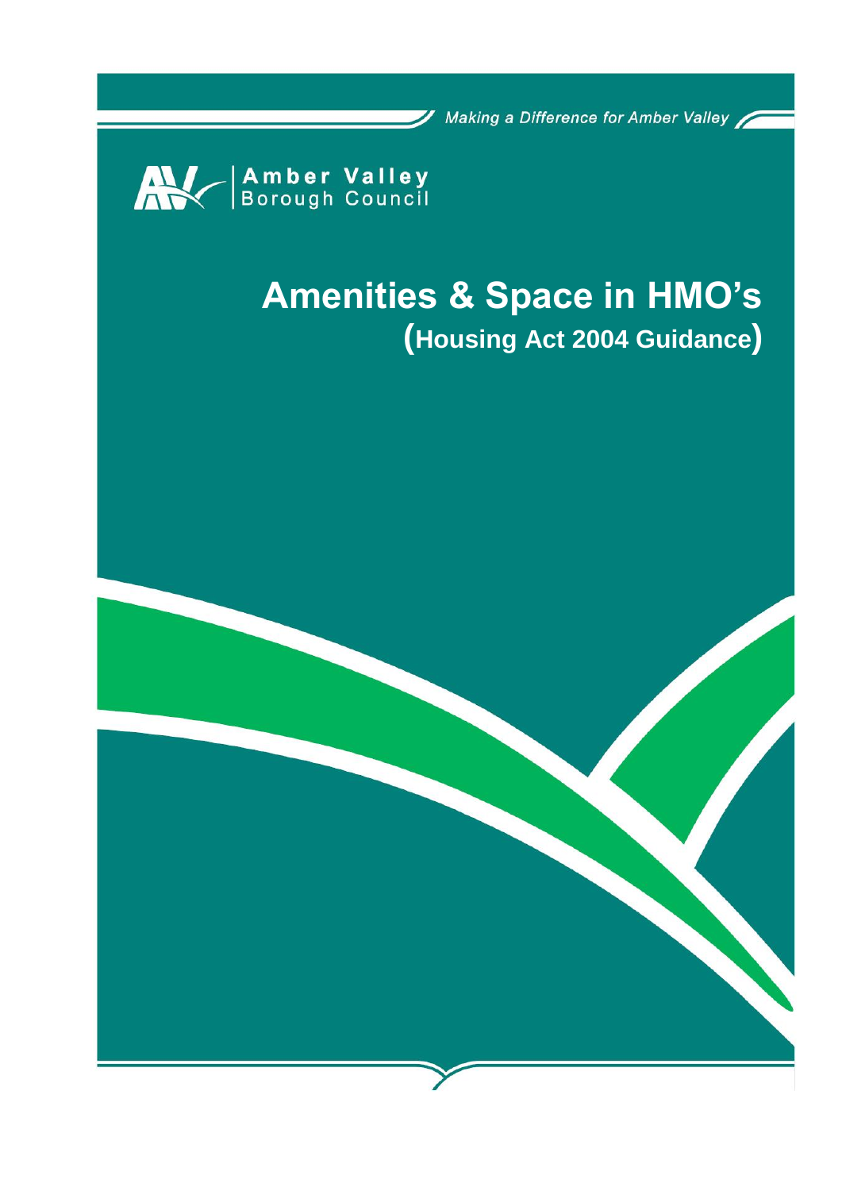*Making a Difference for Amber Valley*

**Amber Valley**
Borough Council

# Amenities & Space in HMO's
## (Housing Act 2004 Guidance)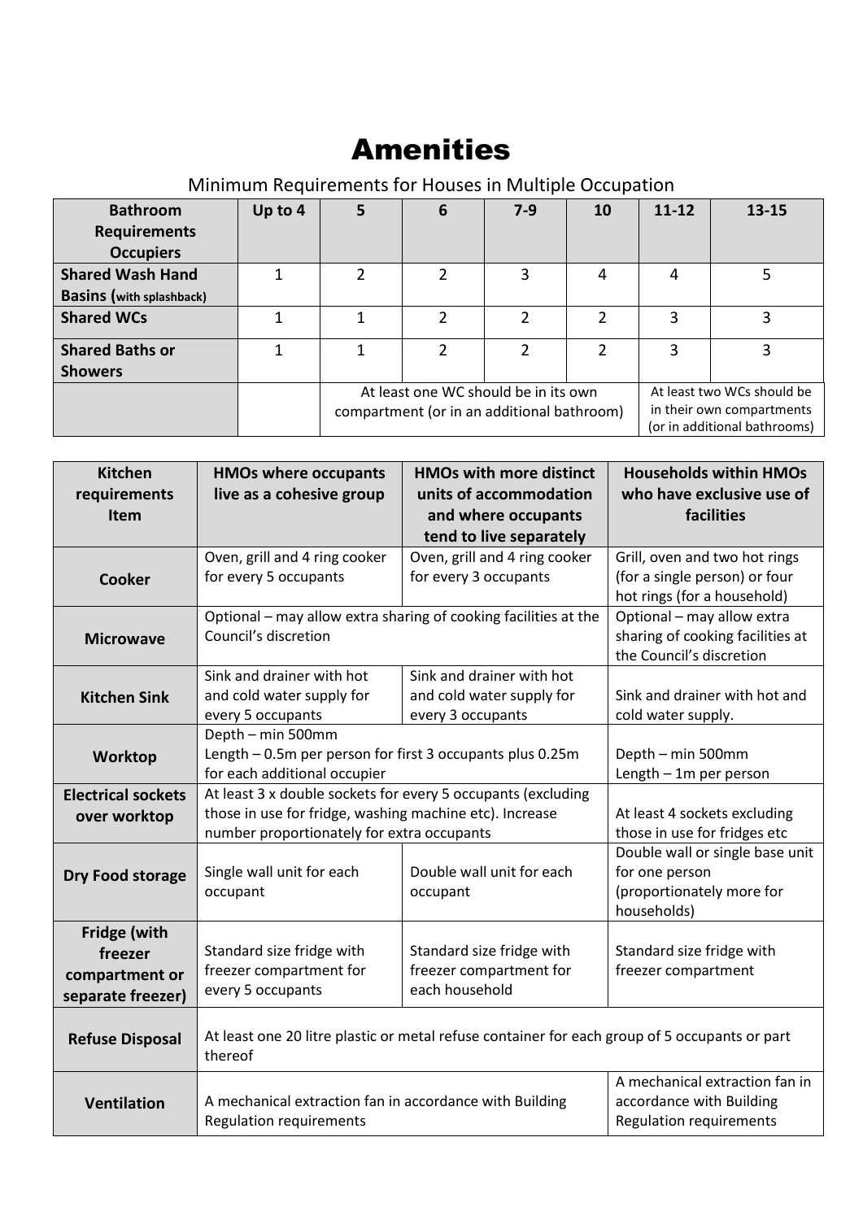# Amenities

Minimum Requirements for Houses in Multiple Occupation

| Bathroom Requirements Occupiers | Up to 4 | 5 | 6 | 7-9 | 10 | 11-12 | 13-15 |
|---|---|---|---|---|---|---|---|
| **Shared Wash Hand Basins (with splashback)** | 1 | 2 | 2 | 3 | 4 | 4 | 5 |
| **Shared WCs** | 1 | 1 | 2 | 2 | 2 | 3 | 3 |
| **Shared Baths or Showers** | 1 | 1 | 2 | 2 | 2 | 3 | 3 |
| | | At least one WC should be in its own compartment (or in an additional bathroom) | | | | At least two WCs should be in their own compartments (or in additional bathrooms) | |

| Kitchen requirements Item | HMOs where occupants live as a cohesive group | HMOs with more distinct units of accommodation and where occupants tend to live separately | Households within HMOs who have exclusive use of facilities |
|---|---|---|---|
| **Cooker** | Oven, grill and 4 ring cooker for every 5 occupants | Oven, grill and 4 ring cooker for every 3 occupants | Grill, oven and two hot rings (for a single person) or four hot rings (for a household) |
| **Microwave** | Optional – may allow extra sharing of cooking facilities at the Council's discretion | | Optional – may allow extra sharing of cooking facilities at the Council's discretion |
| **Kitchen Sink** | Sink and drainer with hot and cold water supply for every 5 occupants | Sink and drainer with hot and cold water supply for every 3 occupants | Sink and drainer with hot and cold water supply. |
| **Worktop** | Depth – min 500mm<br>Length – 0.5m per person for first 3 occupants plus 0.25m for each additional occupier | | Depth – min 500mm<br>Length – 1m per person |
| **Electrical sockets over worktop** | At least 3 x double sockets for every 5 occupants (excluding those in use for fridge, washing machine etc). Increase number proportionately for extra occupants | | At least 4 sockets excluding those in use for fridges etc |
| **Dry Food storage** | Single wall unit for each occupant | Double wall unit for each occupant | Double wall or single base unit for one person (proportionately more for households) |
| **Fridge (with freezer compartment or separate freezer)** | Standard size fridge with freezer compartment for every 5 occupants | Standard size fridge with freezer compartment for each household | Standard size fridge with freezer compartment |
| **Refuse Disposal** | At least one 20 litre plastic or metal refuse container for each group of 5 occupants or part thereof | | |
| **Ventilation** | A mechanical extraction fan in accordance with Building Regulation requirements | | A mechanical extraction fan in accordance with Building Regulation requirements |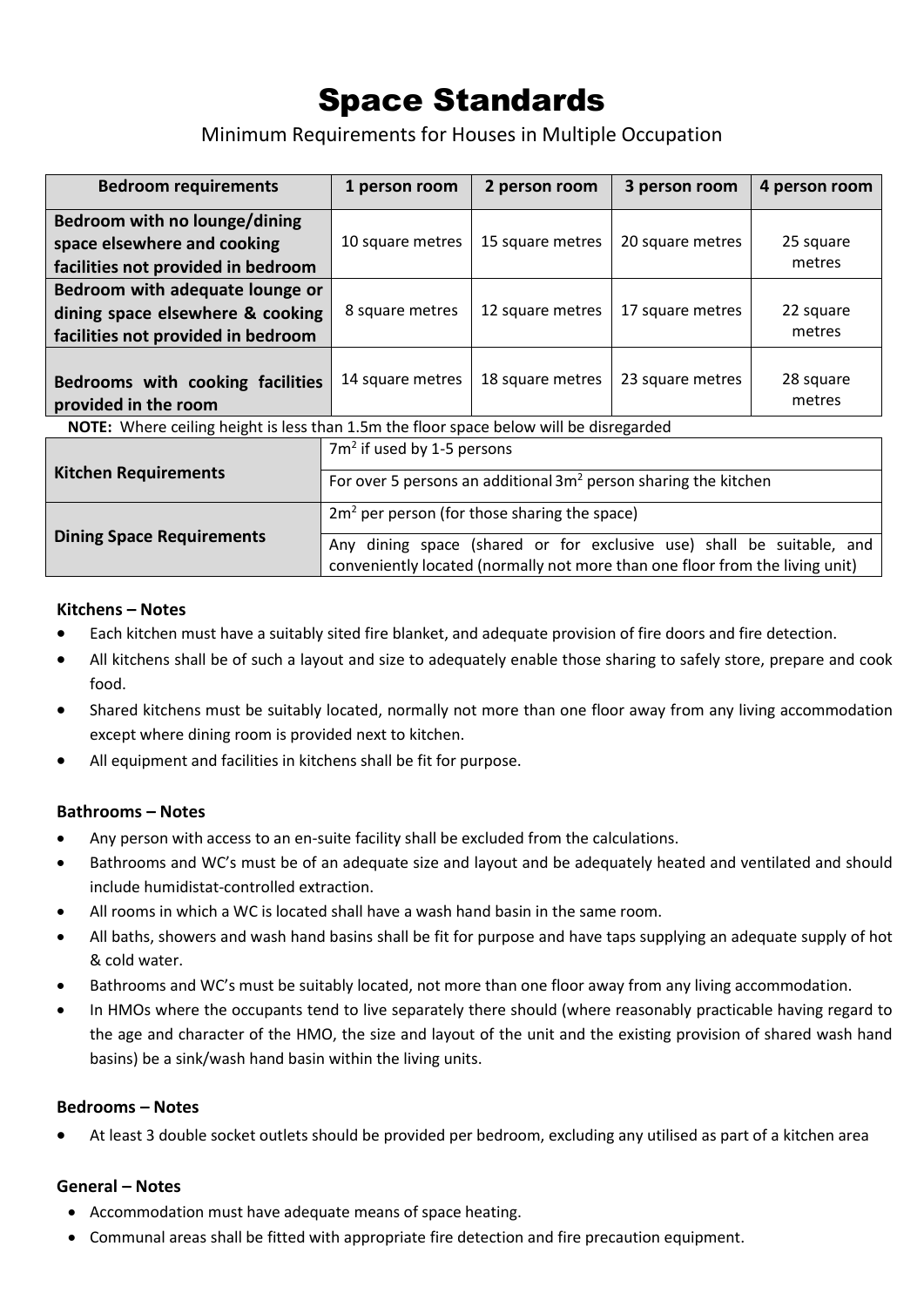# Space Standards

Minimum Requirements for Houses in Multiple Occupation

| Bedroom requirements | 1 person room | 2 person room | 3 person room | 4 person room |
|---|---|---|---|---|
| **Bedroom with no lounge/dining space elsewhere and cooking facilities not provided in bedroom** | 10 square metres | 15 square metres | 20 square metres | 25 square metres |
| **Bedroom with adequate lounge or dining space elsewhere & cooking facilities not provided in bedroom** | 8 square metres | 12 square metres | 17 square metres | 22 square metres |
| **Bedrooms with cooking facilities provided in the room** | 14 square metres | 18 square metres | 23 square metres | 28 square metres |

**NOTE:** Where ceiling height is less than 1.5m the floor space below will be disregarded

| | |
|---|---|
| **Kitchen Requirements** | $7m^2$ if used by 1-5 persons |
| | For over 5 persons an additional $3m^2$ person sharing the kitchen |
| **Dining Space Requirements** | $2m^2$ per person (for those sharing the space) |
| | Any dining space (shared or for exclusive use) shall be suitable, and conveniently located (normally not more than one floor from the living unit) |

### Kitchens – Notes

- Each kitchen must have a suitably sited fire blanket, and adequate provision of fire doors and fire detection.
- All kitchens shall be of such a layout and size to adequately enable those sharing to safely store, prepare and cook food.
- Shared kitchens must be suitably located, normally not more than one floor away from any living accommodation except where dining room is provided next to kitchen.
- All equipment and facilities in kitchens shall be fit for purpose.

### Bathrooms – Notes

- Any person with access to an en-suite facility shall be excluded from the calculations.
- Bathrooms and WC's must be of an adequate size and layout and be adequately heated and ventilated and should include humidistat-controlled extraction.
- All rooms in which a WC is located shall have a wash hand basin in the same room.
- All baths, showers and wash hand basins shall be fit for purpose and have taps supplying an adequate supply of hot & cold water.
- Bathrooms and WC's must be suitably located, not more than one floor away from any living accommodation.
- In HMOs where the occupants tend to live separately there should (where reasonably practicable having regard to the age and character of the HMO, the size and layout of the unit and the existing provision of shared wash hand basins) be a sink/wash hand basin within the living units.

### Bedrooms – Notes

- At least 3 double socket outlets should be provided per bedroom, excluding any utilised as part of a kitchen area

### General – Notes

- Accommodation must have adequate means of space heating.
- Communal areas shall be fitted with appropriate fire detection and fire precaution equipment.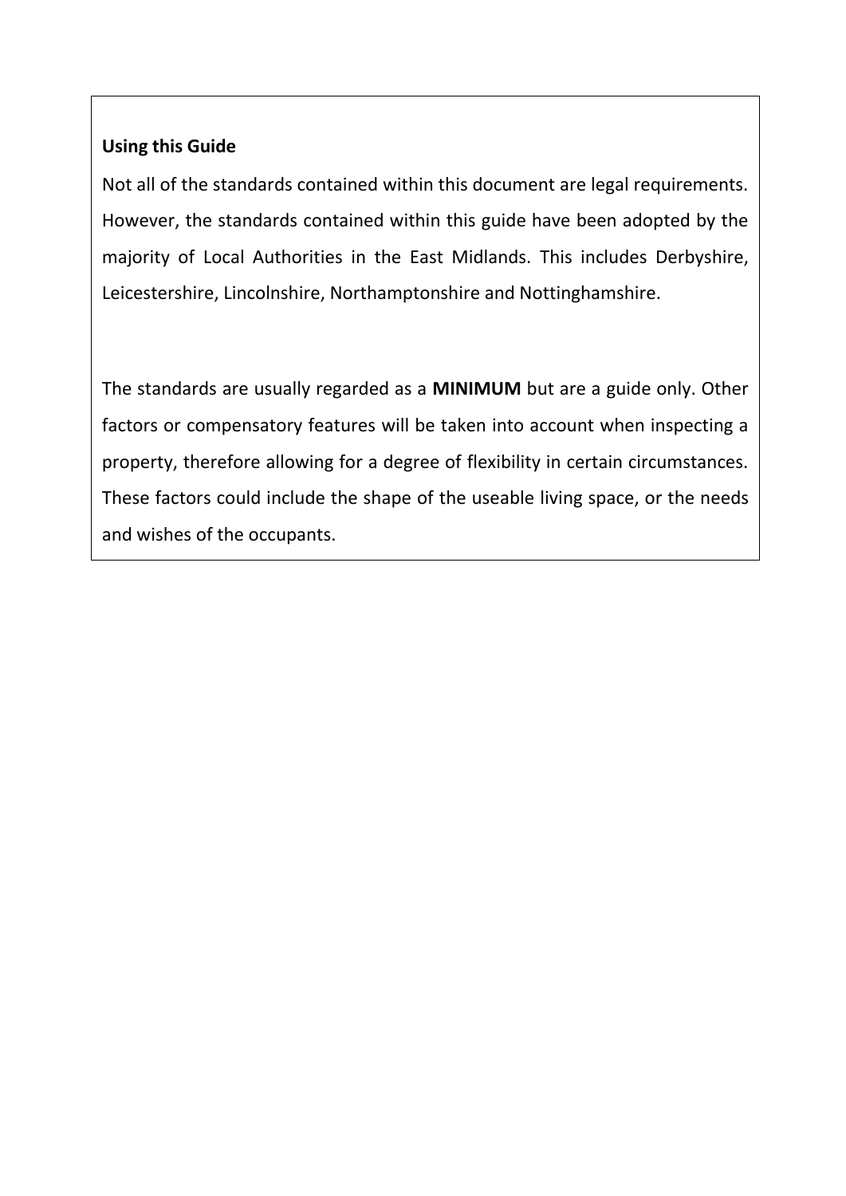**Using this Guide**

Not all of the standards contained within this document are legal requirements. However, the standards contained within this guide have been adopted by the majority of Local Authorities in the East Midlands. This includes Derbyshire, Leicestershire, Lincolnshire, Northamptonshire and Nottinghamshire.

The standards are usually regarded as a **MINIMUM** but are a guide only. Other factors or compensatory features will be taken into account when inspecting a property, therefore allowing for a degree of flexibility in certain circumstances. These factors could include the shape of the useable living space, or the needs and wishes of the occupants.